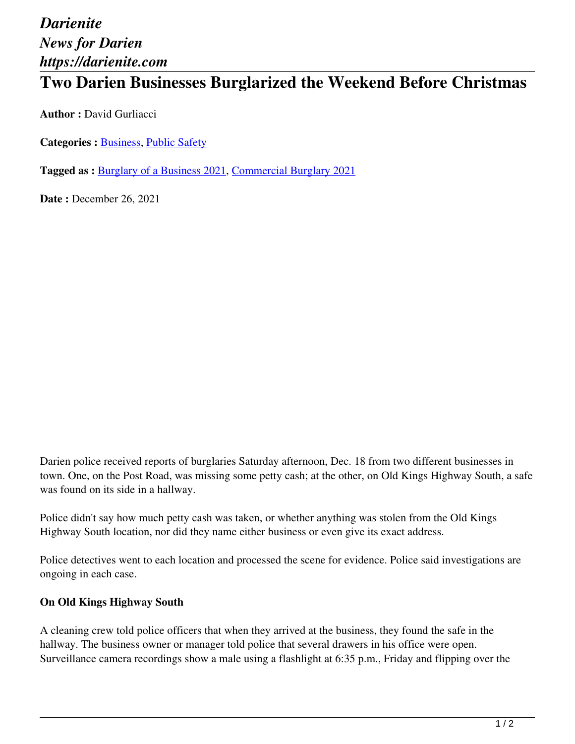*Darienite*
*News for Darien*
*https://darienite.com*

# Two Darien Businesses Burglarized the Weekend Before Christmas

**Author :** David Gurliacci

**Categories :** Business, Public Safety

**Tagged as :** Burglary of a Business 2021, Commercial Burglary 2021

**Date :** December 26, 2021

Darien police received reports of burglaries Saturday afternoon, Dec. 18 from two different businesses in town. One, on the Post Road, was missing some petty cash; at the other, on Old Kings Highway South, a safe was found on its side in a hallway.

Police didn't say how much petty cash was taken, or whether anything was stolen from the Old Kings Highway South location, nor did they name either business or even give its exact address.

Police detectives went to each location and processed the scene for evidence. Police said investigations are ongoing in each case.

### On Old Kings Highway South

A cleaning crew told police officers that when they arrived at the business, they found the safe in the hallway. The business owner or manager told police that several drawers in his office were open. Surveillance camera recordings show a male using a flashlight at 6:35 p.m., Friday and flipping over the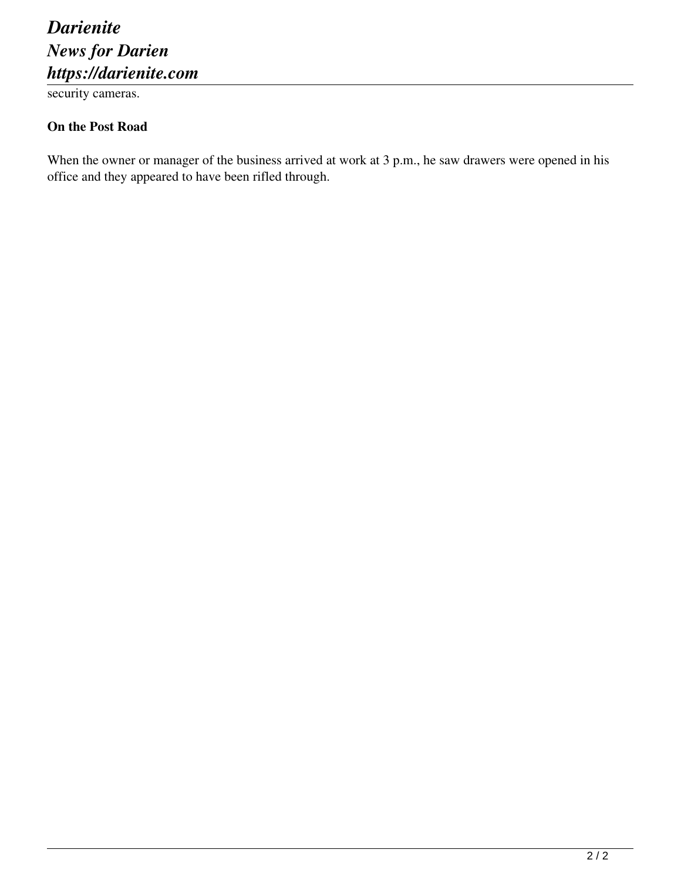security cameras.

**On the Post Road**

When the owner or manager of the business arrived at work at 3 p.m., he saw drawers were opened in his office and they appeared to have been rifled through.